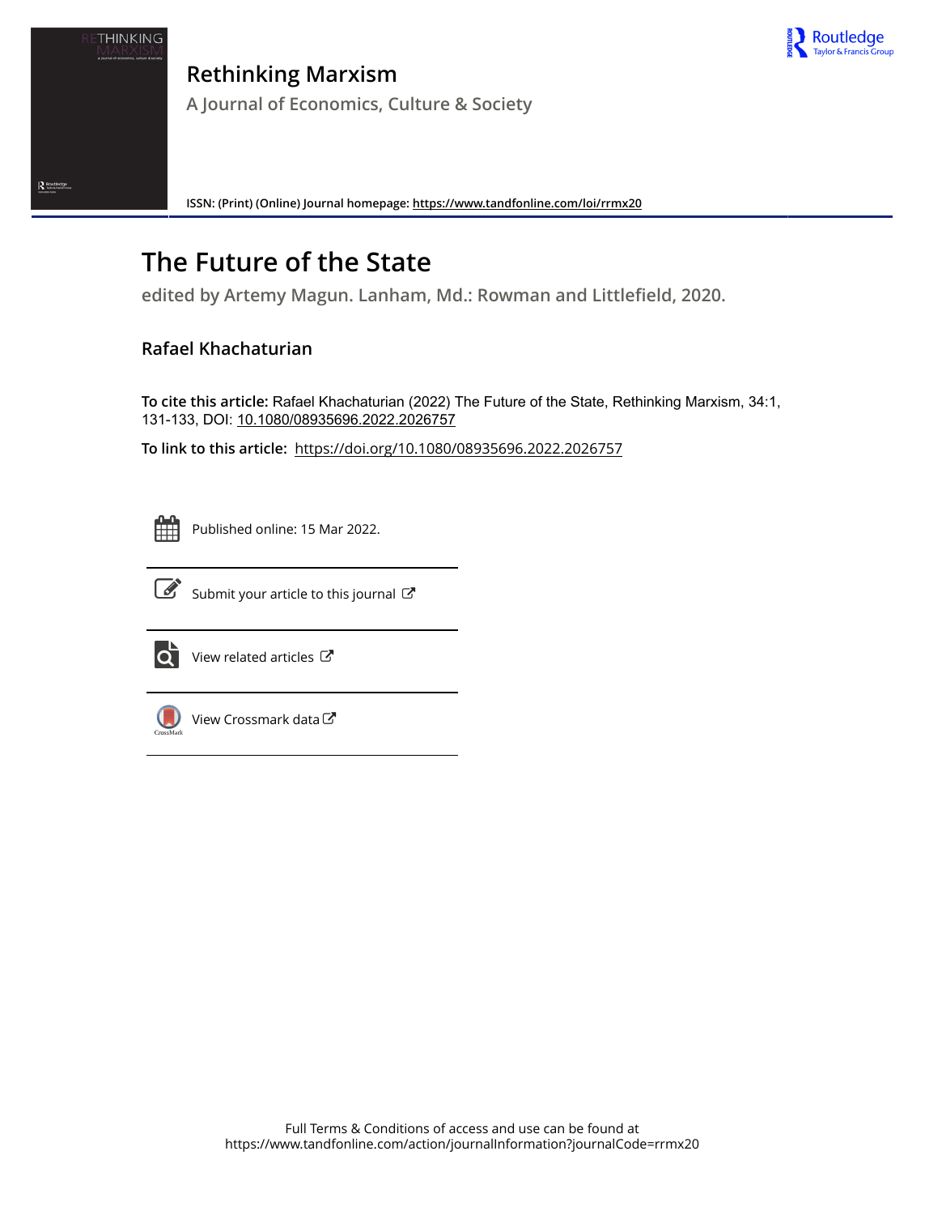# Rethinking Marxism

A Journal of Economics, Culture & Society

ISSN: (Print) (Online) Journal homepage: https://www.tandfonline.com/loi/rrmx20

# The Future of the State

edited by Artemy Magun. Lanham, Md.: Rowman and Littlefield, 2020.

Rafael Khachaturian

**To cite this article:** Rafael Khachaturian (2022) The Future of the State, Rethinking Marxism, 34:1, 131-133, DOI: 10.1080/08935696.2022.2026757

**To link to this article:** https://doi.org/10.1080/08935696.2022.2026757

Published online: 15 Mar 2022.

Submit your article to this journal

View related articles

View Crossmark data

Full Terms & Conditions of access and use can be found at
https://www.tandfonline.com/action/journalInformation?journalCode=rrmx20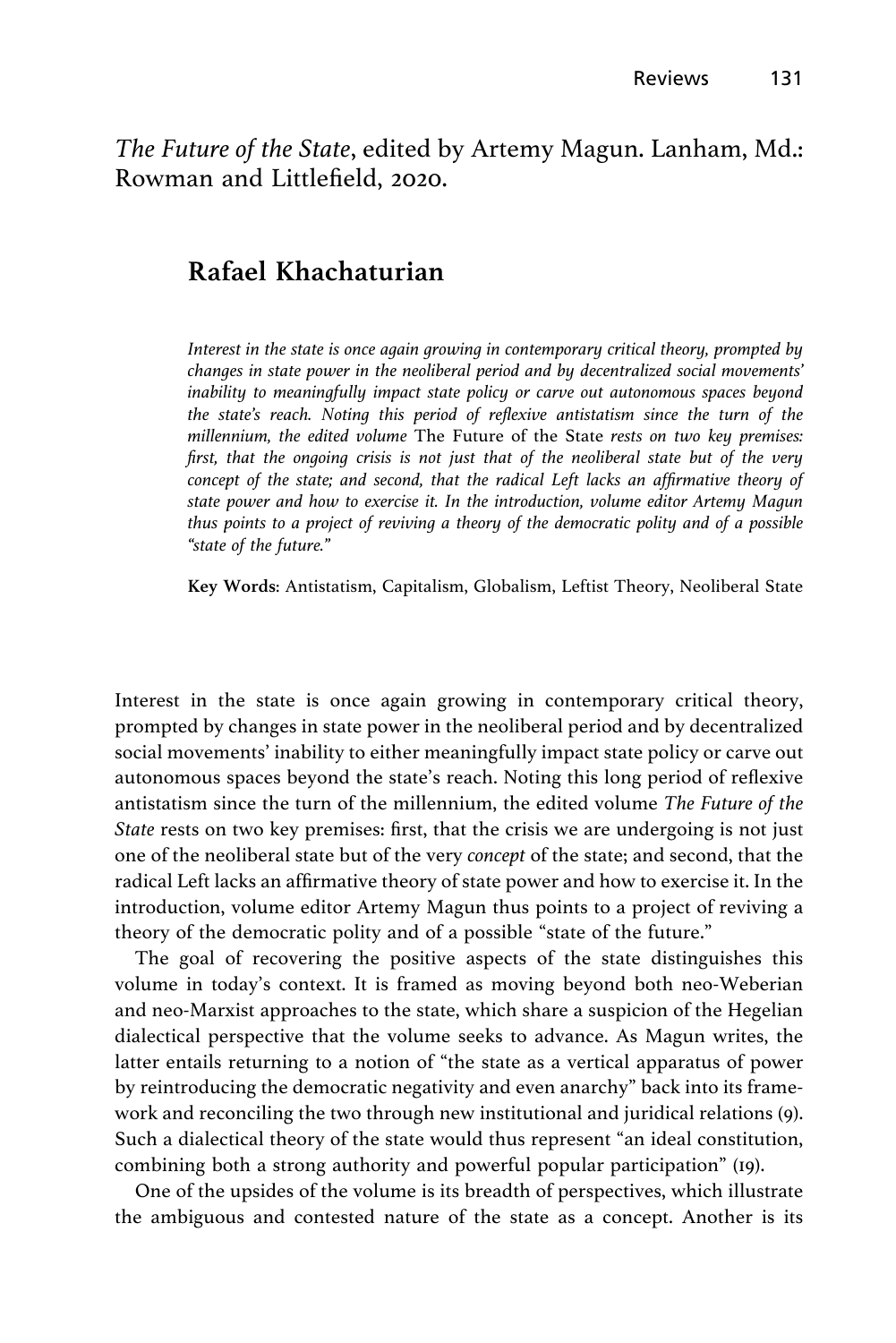*The Future of the State*, edited by Artemy Magun. Lanham, Md.: Rowman and Littlefield, 2020.

# Rafael Khachaturian

*Interest in the state is once again growing in contemporary critical theory, prompted by changes in state power in the neoliberal period and by decentralized social movements' inability to meaningfully impact state policy or carve out autonomous spaces beyond the state's reach. Noting this period of reflexive antistatism since the turn of the millennium, the edited volume* The Future of the State *rests on two key premises: first, that the ongoing crisis is not just that of the neoliberal state but of the very concept of the state; and second, that the radical Left lacks an affirmative theory of state power and how to exercise it. In the introduction, volume editor Artemy Magun thus points to a project of reviving a theory of the democratic polity and of a possible "state of the future."*

**Key Words**: Antistatism, Capitalism, Globalism, Leftist Theory, Neoliberal State

Interest in the state is once again growing in contemporary critical theory, prompted by changes in state power in the neoliberal period and by decentralized social movements' inability to either meaningfully impact state policy or carve out autonomous spaces beyond the state's reach. Noting this long period of reflexive antistatism since the turn of the millennium, the edited volume *The Future of the State* rests on two key premises: first, that the crisis we are undergoing is not just one of the neoliberal state but of the very *concept* of the state; and second, that the radical Left lacks an affirmative theory of state power and how to exercise it. In the introduction, volume editor Artemy Magun thus points to a project of reviving a theory of the democratic polity and of a possible "state of the future."

The goal of recovering the positive aspects of the state distinguishes this volume in today's context. It is framed as moving beyond both neo-Weberian and neo-Marxist approaches to the state, which share a suspicion of the Hegelian dialectical perspective that the volume seeks to advance. As Magun writes, the latter entails returning to a notion of "the state as a vertical apparatus of power by reintroducing the democratic negativity and even anarchy" back into its framework and reconciling the two through new institutional and juridical relations (9). Such a dialectical theory of the state would thus represent "an ideal constitution, combining both a strong authority and powerful popular participation" (19).

One of the upsides of the volume is its breadth of perspectives, which illustrate the ambiguous and contested nature of the state as a concept. Another is its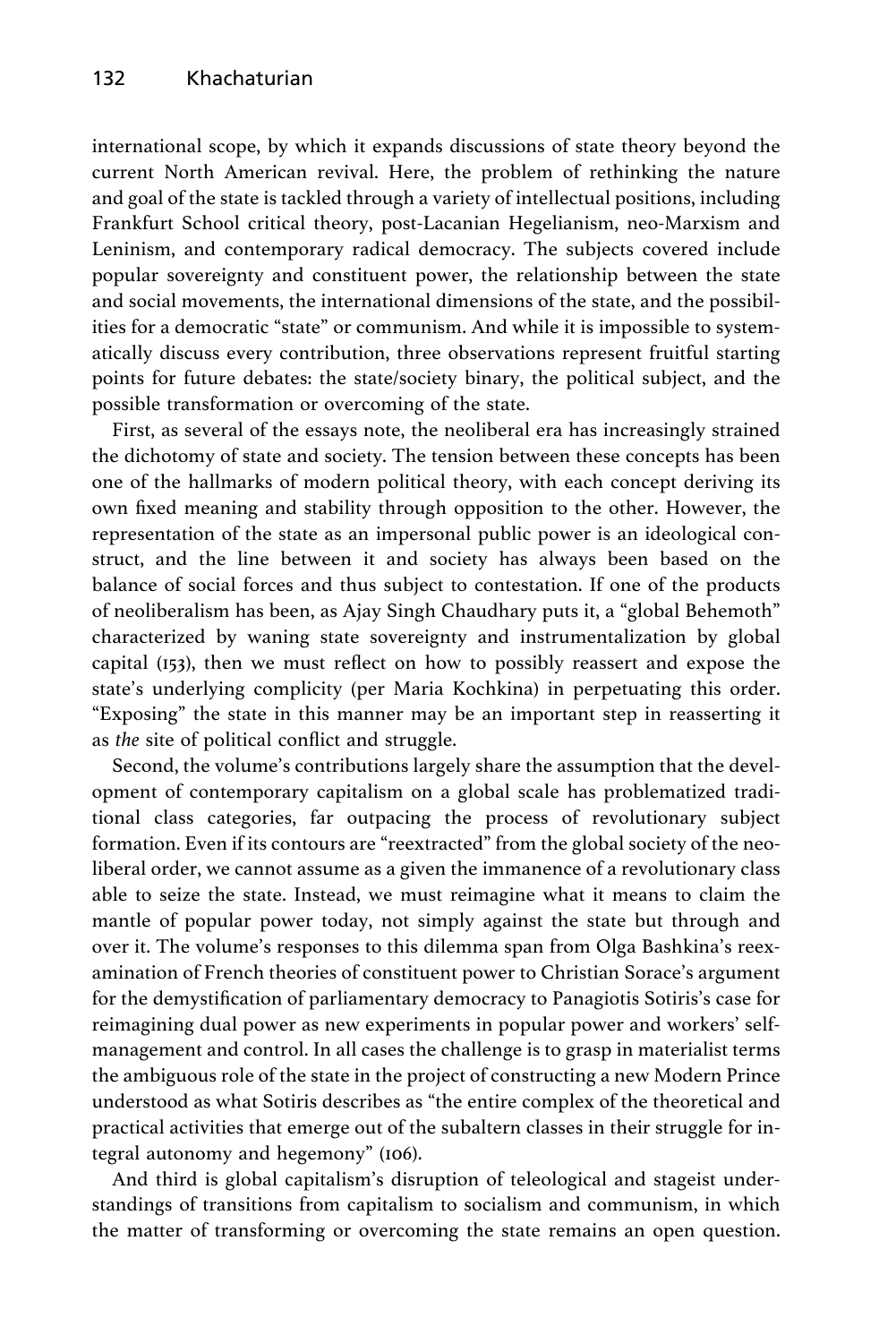international scope, by which it expands discussions of state theory beyond the current North American revival. Here, the problem of rethinking the nature and goal of the state is tackled through a variety of intellectual positions, including Frankfurt School critical theory, post-Lacanian Hegelianism, neo-Marxism and Leninism, and contemporary radical democracy. The subjects covered include popular sovereignty and constituent power, the relationship between the state and social movements, the international dimensions of the state, and the possibilities for a democratic "state" or communism. And while it is impossible to systematically discuss every contribution, three observations represent fruitful starting points for future debates: the state/society binary, the political subject, and the possible transformation or overcoming of the state.

First, as several of the essays note, the neoliberal era has increasingly strained the dichotomy of state and society. The tension between these concepts has been one of the hallmarks of modern political theory, with each concept deriving its own fixed meaning and stability through opposition to the other. However, the representation of the state as an impersonal public power is an ideological construct, and the line between it and society has always been based on the balance of social forces and thus subject to contestation. If one of the products of neoliberalism has been, as Ajay Singh Chaudhary puts it, a "global Behemoth" characterized by waning state sovereignty and instrumentalization by global capital (153), then we must reflect on how to possibly reassert and expose the state's underlying complicity (per Maria Kochkina) in perpetuating this order. "Exposing" the state in this manner may be an important step in reasserting it as *the* site of political conflict and struggle.

Second, the volume's contributions largely share the assumption that the development of contemporary capitalism on a global scale has problematized traditional class categories, far outpacing the process of revolutionary subject formation. Even if its contours are "reextracted" from the global society of the neoliberal order, we cannot assume as a given the immanence of a revolutionary class able to seize the state. Instead, we must reimagine what it means to claim the mantle of popular power today, not simply against the state but through and over it. The volume's responses to this dilemma span from Olga Bashkina's reexamination of French theories of constituent power to Christian Sorace's argument for the demystification of parliamentary democracy to Panagiotis Sotiris's case for reimagining dual power as new experiments in popular power and workers' self-management and control. In all cases the challenge is to grasp in materialist terms the ambiguous role of the state in the project of constructing a new Modern Prince understood as what Sotiris describes as "the entire complex of the theoretical and practical activities that emerge out of the subaltern classes in their struggle for integral autonomy and hegemony" (106).

And third is global capitalism's disruption of teleological and stageist understandings of transitions from capitalism to socialism and communism, in which the matter of transforming or overcoming the state remains an open question.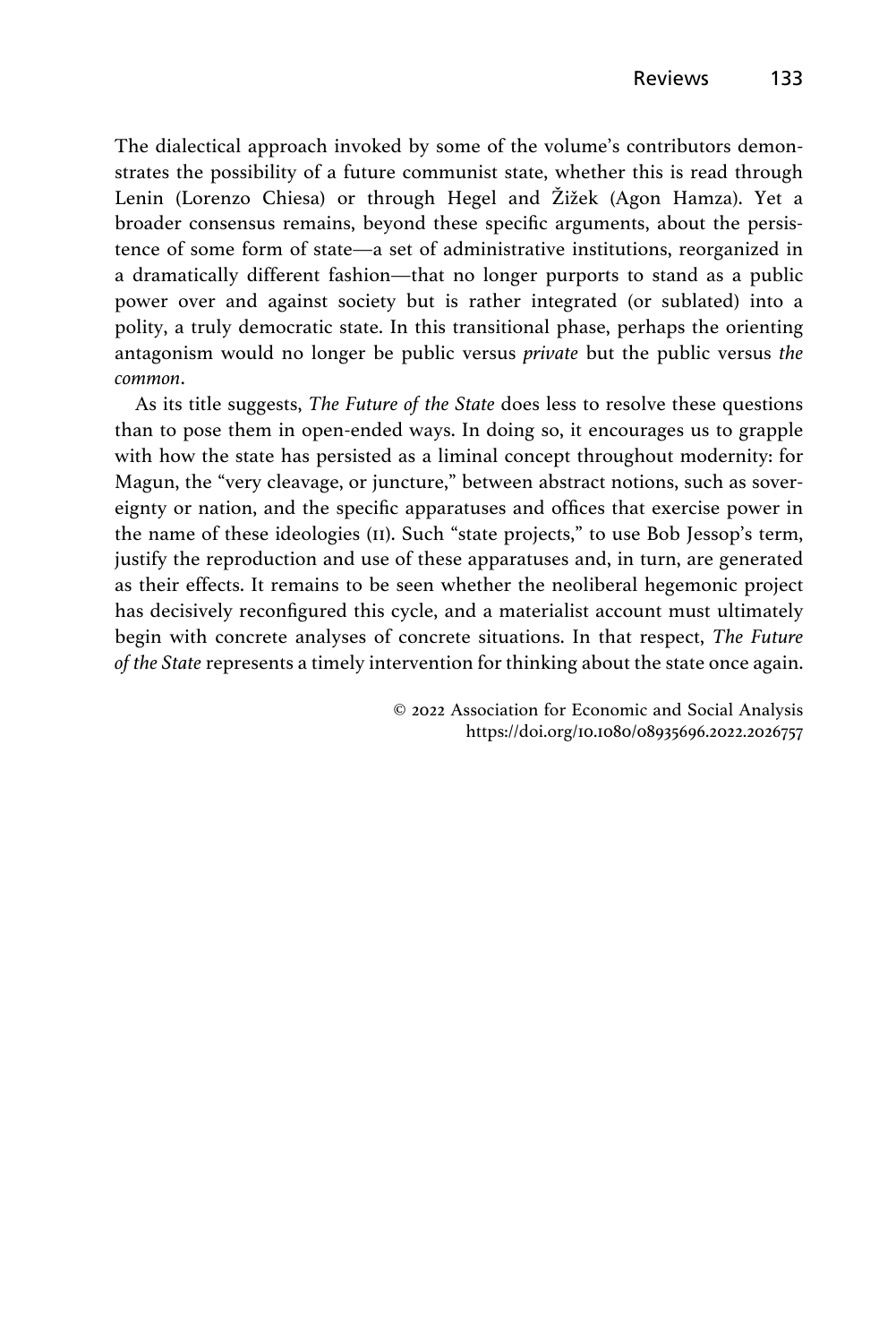The dialectical approach invoked by some of the volume's contributors demonstrates the possibility of a future communist state, whether this is read through Lenin (Lorenzo Chiesa) or through Hegel and Žižek (Agon Hamza). Yet a broader consensus remains, beyond these specific arguments, about the persistence of some form of state—a set of administrative institutions, reorganized in a dramatically different fashion—that no longer purports to stand as a public power over and against society but is rather integrated (or sublated) into a polity, a truly democratic state. In this transitional phase, perhaps the orienting antagonism would no longer be public versus *private* but the public versus *the common*.

As its title suggests, *The Future of the State* does less to resolve these questions than to pose them in open-ended ways. In doing so, it encourages us to grapple with how the state has persisted as a liminal concept throughout modernity: for Magun, the "very cleavage, or juncture," between abstract notions, such as sovereignty or nation, and the specific apparatuses and offices that exercise power in the name of these ideologies (11). Such "state projects," to use Bob Jessop's term, justify the reproduction and use of these apparatuses and, in turn, are generated as their effects. It remains to be seen whether the neoliberal hegemonic project has decisively reconfigured this cycle, and a materialist account must ultimately begin with concrete analyses of concrete situations. In that respect, *The Future of the State* represents a timely intervention for thinking about the state once again.

© 2022 Association for Economic and Social Analysis
https://doi.org/10.1080/08935696.2022.2026757